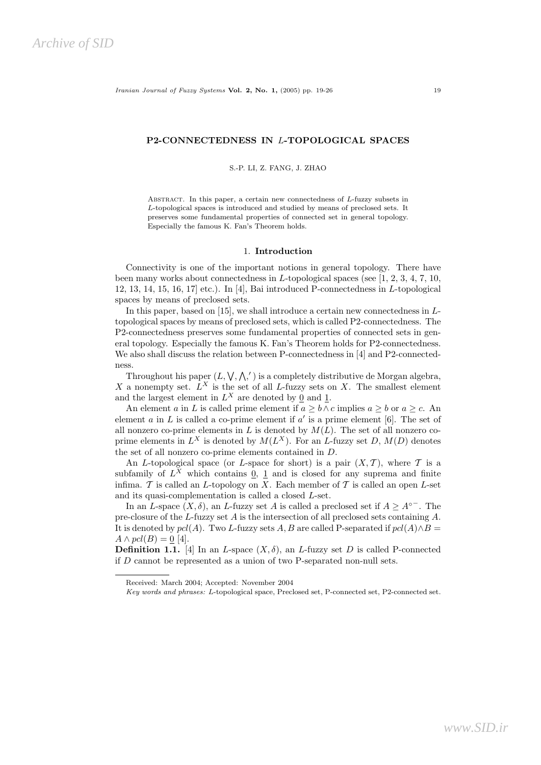# P2-CONNECTEDNESS IN $L$-TOPOLOGICAL SPACES

S.-P. LI, Z. FANG, J. ZHAO

Abstract. In this paper, a certain new connectedness of $L$-fuzzy subsets in $L$-topological spaces is introduced and studied by means of preclosed sets. It preserves some fundamental properties of connected set in general topology. Especially the famous K. Fan's Theorem holds.

## 1. Introduction

Connectivity is one of the important notions in general topology. There have been many works about connectedness in $L$-topological spaces (see [1, 2, 3, 4, 7, 10, 12, 13, 14, 15, 16, 17] etc.). In [4], Bai introduced P-connectedness in $L$-topological spaces by means of preclosed sets.

In this paper, based on [15], we shall introduce a certain new connectedness in $L$-topological spaces by means of preclosed sets, which is called P2-connectedness. The P2-connectedness preserves some fundamental properties of connected sets in general topology. Especially the famous K. Fan's Theorem holds for P2-connectedness. We also shall discuss the relation between P-connectedness in [4] and P2-connectedness.

Throughout his paper $(L, \bigvee, \bigwedge, ')$ is a completely distributive de Morgan algebra, $X$ a nonempty set. $L^X$ is the set of all $L$-fuzzy sets on $X$. The smallest element and the largest element in $L^X$ are denoted by $\underline{0}$ and $\underline{1}$.

An element $a$ in $L$ is called prime element if $a \geq b \wedge c$ implies $a \geq b$ or $a \geq c$. An element $a$ in $L$ is called a co-prime element if $a'$ is a prime element [6]. The set of all nonzero co-prime elements in $L$ is denoted by $M(L)$. The set of all nonzero co-prime elements in $L^X$ is denoted by $M(L^X)$. For an $L$-fuzzy set $D$, $M(D)$ denotes the set of all nonzero co-prime elements contained in $D$.

An $L$-topological space (or $L$-space for short) is a pair $(X, \mathcal{T})$, where $\mathcal{T}$ is a subfamily of $L^X$ which contains $\underline{0}$, $\underline{1}$ and is closed for any suprema and finite infima. $\mathcal{T}$ is called an $L$-topology on $X$. Each member of $\mathcal{T}$ is called an open $L$-set and its quasi-complementation is called a closed $L$-set.

In an $L$-space $(X, \delta)$, an $L$-fuzzy set $A$ is called a preclosed set if $A \geq A^{\circ -}$. The pre-closure of the $L$-fuzzy set $A$ is the intersection of all preclosed sets containing $A$. It is denoted by $pcl(A)$. Two $L$-fuzzy sets $A, B$ are called P-separated if $pcl(A) \wedge B = A \wedge pcl(B) = \underline{0}$ [4].

**Definition 1.1.** [4] In an $L$-space $(X, \delta)$, an $L$-fuzzy set $D$ is called P-connected if $D$ cannot be represented as a union of two P-separated non-null sets.

---

Received: March 2004; Accepted: November 2004

*Key words and phrases:* $L$-topological space, Preclosed set, P-connected set, P2-connected set.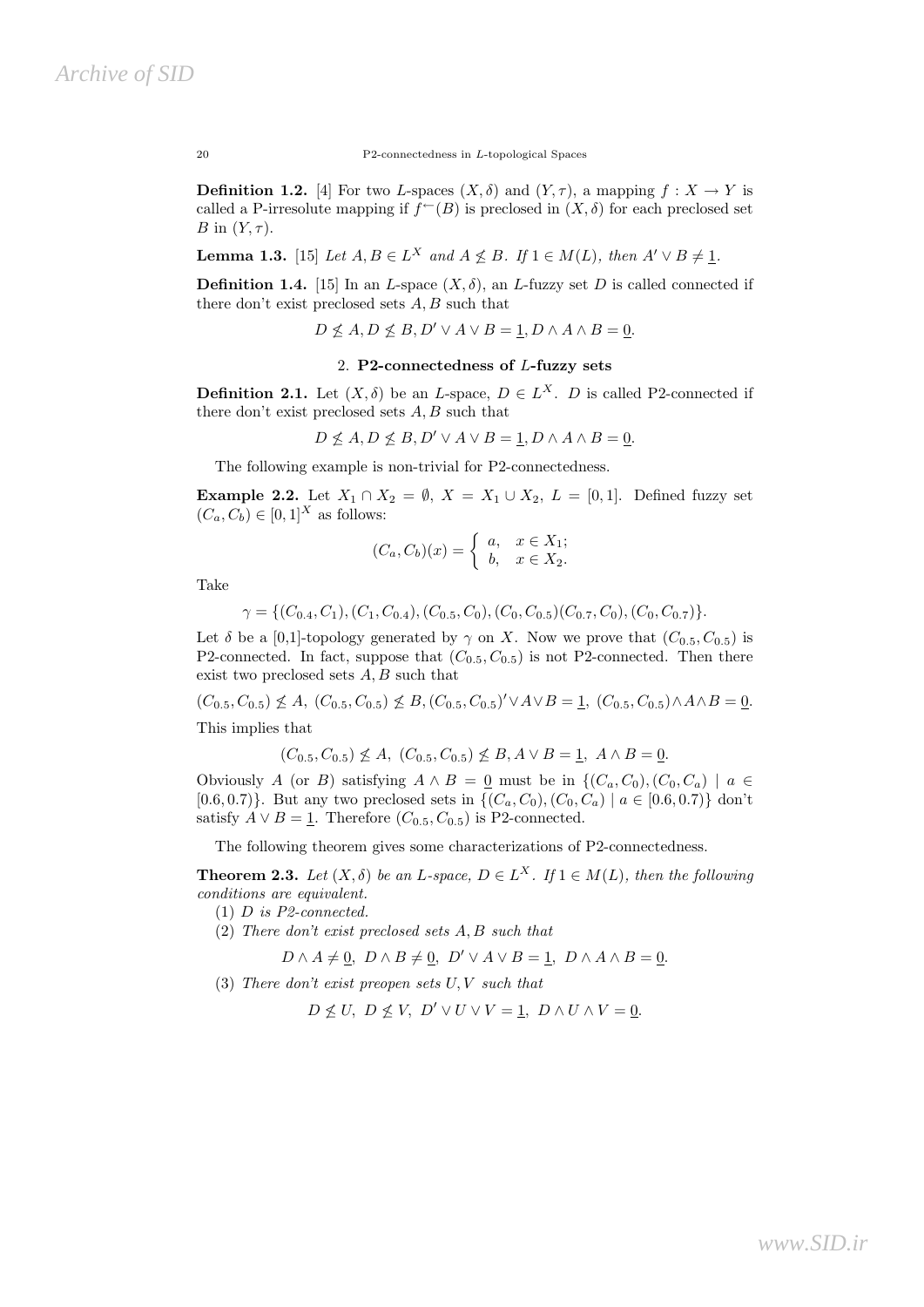**Definition 1.2.** [4] For two $L$-spaces $(X, \delta)$ and $(Y, \tau)$, a mapping $f : X \to Y$ is called a P-irresolute mapping if $f^{\leftarrow}(B)$ is preclosed in $(X, \delta)$ for each preclosed set $B$ in $(Y, \tau)$.

**Lemma 1.3.** [15] *Let $A, B \in L^X$ and $A \not\leq B$. If $1 \in M(L)$, then $A' \vee B \neq \underline{1}$.*

**Definition 1.4.** [15] In an $L$-space $(X, \delta)$, an $L$-fuzzy set $D$ is called connected if there don't exist preclosed sets $A, B$ such that

$$D \not\leq A, D \not\leq B, D' \vee A \vee B = \underline{1}, D \wedge A \wedge B = \underline{0}.$$

## 2. P2-connectedness of $L$-fuzzy sets

**Definition 2.1.** Let $(X, \delta)$ be an $L$-space, $D \in L^X$. $D$ is called P2-connected if there don't exist preclosed sets $A, B$ such that

$$D \not\leq A, D \not\leq B, D' \vee A \vee B = \underline{1}, D \wedge A \wedge B = \underline{0}.$$

The following example is non-trivial for P2-connectedness.

**Example 2.2.** Let $X_1 \cap X_2 = \emptyset$, $X = X_1 \cup X_2$, $L = [0, 1]$. Defined fuzzy set $(C_a, C_b) \in [0, 1]^X$ as follows:

$$(C_a, C_b)(x) = \begin{cases} a, & x \in X_1; \\ b, & x \in X_2. \end{cases}$$

Take

$$\gamma = \{(C_{0.4}, C_1), (C_1, C_{0.4}), (C_{0.5}, C_0), (C_0, C_{0.5})(C_{0.7}, C_0), (C_0, C_{0.7})\}.$$

Let $\delta$ be a [0,1]-topology generated by $\gamma$ on $X$. Now we prove that $(C_{0.5}, C_{0.5})$ is P2-connected. In fact, suppose that $(C_{0.5}, C_{0.5})$ is not P2-connected. Then there exist two preclosed sets $A, B$ such that

$$(C_{0.5}, C_{0.5}) \not\leq A,\ (C_{0.5}, C_{0.5}) \not\leq B, (C_{0.5}, C_{0.5})' \vee A \vee B = \underline{1},\ (C_{0.5}, C_{0.5}) \wedge A \wedge B = \underline{0}.$$

This implies that

$$(C_{0.5}, C_{0.5}) \not\leq A,\ (C_{0.5}, C_{0.5}) \not\leq B, A \vee B = \underline{1},\ A \wedge B = \underline{0}.$$

Obviously $A$ (or $B$) satisfying $A \wedge B = \underline{0}$ must be in $\{(C_a, C_0), (C_0, C_a) \mid a \in [0.6, 0.7)\}$. But any two preclosed sets in $\{(C_a, C_0), (C_0, C_a) \mid a \in [0.6, 0.7)\}$ don't satisfy $A \vee B = \underline{1}$. Therefore $(C_{0.5}, C_{0.5})$ is P2-connected.

The following theorem gives some characterizations of P2-connectedness.

**Theorem 2.3.** *Let $(X, \delta)$ be an $L$-space, $D \in L^X$. If $1 \in M(L)$, then the following conditions are equivalent.*

(1) *$D$ is P2-connected.*

(2) *There don't exist preclosed sets $A, B$ such that*

$$D \wedge A \neq \underline{0},\ D \wedge B \neq \underline{0},\ D' \vee A \vee B = \underline{1},\ D \wedge A \wedge B = \underline{0}.$$

(3) *There don't exist preopen sets $U, V$ such that*

$$D \not\leq U,\ D \not\leq V,\ D' \vee U \vee V = \underline{1},\ D \wedge U \wedge V = \underline{0}.$$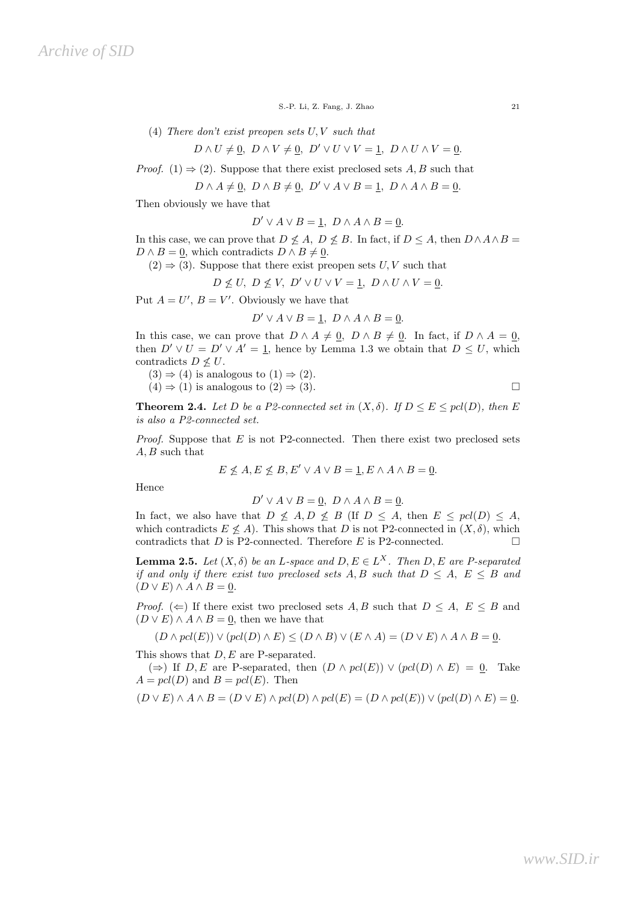(4) *There don't exist preopen sets $U, V$ such that*

$$D \wedge U \neq \underline{0},\ D \wedge V \neq \underline{0},\ D' \vee U \vee V = \underline{1},\ D \wedge U \wedge V = \underline{0}.$$

*Proof.* $(1) \Rightarrow (2)$. Suppose that there exist preclosed sets $A, B$ such that

$$D \wedge A \neq \underline{0},\ D \wedge B \neq \underline{0},\ D' \vee A \vee B = \underline{1},\ D \wedge A \wedge B = \underline{0}.$$

Then obviously we have that

$$D' \vee A \vee B = \underline{1},\ D \wedge A \wedge B = \underline{0}.$$

In this case, we can prove that $D \not\leq A,\ D \not\leq B$. In fact, if $D \leq A$, then $D \wedge A \wedge B = D \wedge B = \underline{0}$, which contradicts $D \wedge B \neq \underline{0}$.

$(2) \Rightarrow (3)$. Suppose that there exist preopen sets $U, V$ such that

$$D \not\leq U,\ D \not\leq V,\ D' \vee U \vee V = \underline{1},\ D \wedge U \wedge V = \underline{0}.$$

Put $A = U',\ B = V'$. Obviously we have that

$$D' \vee A \vee B = \underline{1},\ D \wedge A \wedge B = \underline{0}.$$

In this case, we can prove that $D \wedge A \neq \underline{0},\ D \wedge B \neq \underline{0}$. In fact, if $D \wedge A = \underline{0}$, then $D' \vee U = D' \vee A' = \underline{1}$, hence by Lemma 1.3 we obtain that $D \leq U$, which contradicts $D \not\leq U$.

$(3) \Rightarrow (4)$ is analogous to $(1) \Rightarrow (2)$.

$(4) \Rightarrow (1)$ is analogous to $(2) \Rightarrow (3)$. □

**Theorem 2.4.** *Let $D$ be a P2-connected set in $(X, \delta)$. If $D \leq E \leq pcl(D)$, then $E$ is also a P2-connected set.*

*Proof.* Suppose that $E$ is not P2-connected. Then there exist two preclosed sets $A, B$ such that

$$E \not\leq A, E \not\leq B, E' \vee A \vee B = \underline{1}, E \wedge A \wedge B = \underline{0}.$$

Hence

$$D' \vee A \vee B = \underline{0},\ D \wedge A \wedge B = \underline{0}.$$

In fact, we also have that $D \not\leq A, D \not\leq B$ (If $D \leq A$, then $E \leq pcl(D) \leq A$, which contradicts $E \not\leq A$). This shows that $D$ is not P2-connected in $(X, \delta)$, which contradicts that $D$ is P2-connected. Therefore $E$ is P2-connected. □

**Lemma 2.5.** *Let $(X, \delta)$ be an L-space and $D, E \in L^X$. Then $D, E$ are P-separated if and only if there exist two preclosed sets $A, B$ such that $D \leq A,\ E \leq B$ and $(D \vee E) \wedge A \wedge B = \underline{0}$.*

*Proof.* $(\Leftarrow)$ If there exist two preclosed sets $A, B$ such that $D \leq A,\ E \leq B$ and $(D \vee E) \wedge A \wedge B = \underline{0}$, then we have that

$$(D \wedge pcl(E)) \vee (pcl(D) \wedge E) \leq (D \wedge B) \vee (E \wedge A) = (D \vee E) \wedge A \wedge B = \underline{0}.$$

This shows that $D, E$ are P-separated.

$(\Rightarrow)$ If $D, E$ are P-separated, then $(D \wedge pcl(E)) \vee (pcl(D) \wedge E) = \underline{0}$. Take $A = pcl(D)$ and $B = pcl(E)$. Then

$$(D \vee E) \wedge A \wedge B = (D \vee E) \wedge pcl(D) \wedge pcl(E) = (D \wedge pcl(E)) \vee (pcl(D) \wedge E) = \underline{0}.$$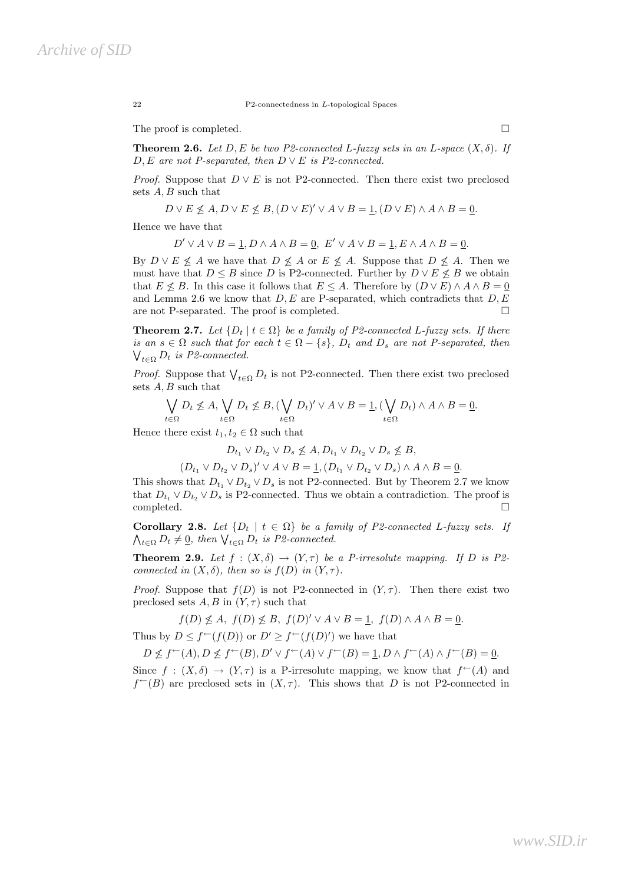The proof is completed. □

**Theorem 2.6.** *Let $D, E$ be two P2-connected L-fuzzy sets in an L-space $(X, \delta)$. If $D, E$ are not P-separated, then $D \vee E$ is P2-connected.*

*Proof.* Suppose that $D \vee E$ is not P2-connected. Then there exist two preclosed sets $A, B$ such that

$$D \vee E \not\leq A, D \vee E \not\leq B, (D \vee E)' \vee A \vee B = \underline{1}, (D \vee E) \wedge A \wedge B = \underline{0}.$$

Hence we have that

$$D' \vee A \vee B = \underline{1}, D \wedge A \wedge B = \underline{0},\ E' \vee A \vee B = \underline{1}, E \wedge A \wedge B = \underline{0}.$$

By $D \vee E \not\leq A$ we have that $D \not\leq A$ or $E \not\leq A$. Suppose that $D \not\leq A$. Then we must have that $D \leq B$ since $D$ is P2-connected. Further by $D \vee E \not\leq B$ we obtain that $E \not\leq B$. In this case it follows that $E \leq A$. Therefore by $(D \vee E) \wedge A \wedge B = \underline{0}$ and Lemma 2.6 we know that $D, E$ are P-separated, which contradicts that $D, E$ are not P-separated. The proof is completed. □

**Theorem 2.7.** *Let $\{D_t \mid t \in \Omega\}$ be a family of P2-connected L-fuzzy sets. If there is an $s \in \Omega$ such that for each $t \in \Omega - \{s\}$, $D_t$ and $D_s$ are not P-separated, then $\bigvee_{t\in\Omega} D_t$ is P2-connected.*

*Proof.* Suppose that $\bigvee_{t\in\Omega} D_t$ is not P2-connected. Then there exist two preclosed sets $A, B$ such that

$$\bigvee_{t\in\Omega} D_t \not\leq A, \bigvee_{t\in\Omega} D_t \not\leq B, (\bigvee_{t\in\Omega} D_t)' \vee A \vee B = \underline{1}, (\bigvee_{t\in\Omega} D_t) \wedge A \wedge B = \underline{0}.$$

Hence there exist $t_1, t_2 \in \Omega$ such that

$$D_{t_1} \vee D_{t_2} \vee D_s \not\leq A, D_{t_1} \vee D_{t_2} \vee D_s \not\leq B,$$

$$(D_{t_1} \vee D_{t_2} \vee D_s)' \vee A \vee B = \underline{1}, (D_{t_1} \vee D_{t_2} \vee D_s) \wedge A \wedge B = \underline{0}.$$

This shows that $D_{t_1} \vee D_{t_2} \vee D_s$ is not P2-connected. But by Theorem 2.7 we know that $D_{t_1} \vee D_{t_2} \vee D_s$ is P2-connected. Thus we obtain a contradiction. The proof is completed. □

**Corollary 2.8.** *Let $\{D_t \mid t \in \Omega\}$ be a family of P2-connected L-fuzzy sets. If $\bigwedge_{t\in\Omega} D_t \neq \underline{0}$, then $\bigvee_{t\in\Omega} D_t$ is P2-connected.*

**Theorem 2.9.** *Let $f : (X, \delta) \to (Y, \tau)$ be a P-irresolute mapping. If $D$ is P2-connected in $(X, \delta)$, then so is $f(D)$ in $(Y, \tau)$.*

*Proof.* Suppose that $f(D)$ is not P2-connected in $(Y, \tau)$. Then there exist two preclosed sets $A, B$ in $(Y, \tau)$ such that

$$f(D) \not\leq A,\ f(D) \not\leq B,\ f(D)' \vee A \vee B = \underline{1},\ f(D) \wedge A \wedge B = \underline{0}.$$

Thus by $D \leq f^{\leftarrow}(f(D))$ or $D' \geq f^{\leftarrow}(f(D)')$ we have that

$$D \not\leq f^{\leftarrow}(A), D \not\leq f^{\leftarrow}(B), D' \vee f^{\leftarrow}(A) \vee f^{\leftarrow}(B) = \underline{1}, D \wedge f^{\leftarrow}(A) \wedge f^{\leftarrow}(B) = \underline{0}.$$

Since $f : (X, \delta) \to (Y, \tau)$ is a P-irresolute mapping, we know that $f^{\leftarrow}(A)$ and $f^{\leftarrow}(B)$ are preclosed sets in $(X, \tau)$. This shows that $D$ is not P2-connected in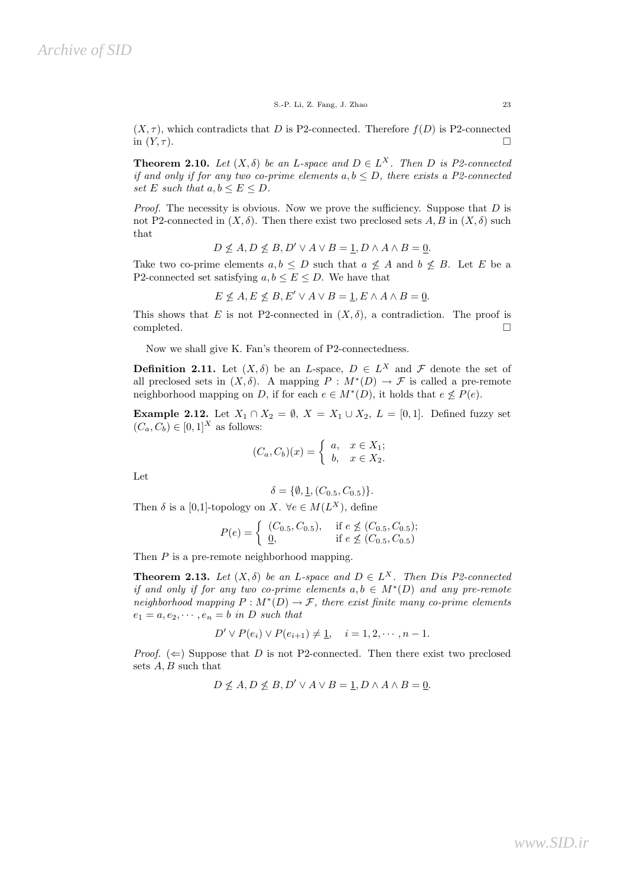$(X, \tau)$, which contradicts that $D$ is P2-connected. Therefore $f(D)$ is P2-connected in $(Y, \tau)$. □

**Theorem 2.10.** *Let $(X, \delta)$ be an $L$-space and $D \in L^X$. Then $D$ is P2-connected if and only if for any two co-prime elements $a, b \leq D$, there exists a P2-connected set $E$ such that $a, b \leq E \leq D$.*

*Proof.* The necessity is obvious. Now we prove the sufficiency. Suppose that $D$ is not P2-connected in $(X, \delta)$. Then there exist two preclosed sets $A, B$ in $(X, \delta)$ such that

$$D \not\leq A, D \not\leq B, D' \vee A \vee B = \underline{1}, D \wedge A \wedge B = \underline{0}.$$

Take two co-prime elements $a, b \leq D$ such that $a \not\leq A$ and $b \not\leq B$. Let $E$ be a P2-connected set satisfying $a, b \leq E \leq D$. We have that

$$E \not\leq A, E \not\leq B, E' \vee A \vee B = \underline{1}, E \wedge A \wedge B = \underline{0}.$$

This shows that $E$ is not P2-connected in $(X, \delta)$, a contradiction. The proof is completed. □

Now we shall give K. Fan's theorem of P2-connectedness.

**Definition 2.11.** Let $(X, \delta)$ be an $L$-space, $D \in L^X$ and $\mathcal{F}$ denote the set of all preclosed sets in $(X, \delta)$. A mapping $P : M^*(D) \to \mathcal{F}$ is called a pre-remote neighborhood mapping on $D$, if for each $e \in M^*(D)$, it holds that $e \not\leq P(e)$.

**Example 2.12.** Let $X_1 \cap X_2 = \emptyset$, $X = X_1 \cup X_2$, $L = [0, 1]$. Defined fuzzy set $(C_a, C_b) \in [0, 1]^X$ as follows:

$$(C_a, C_b)(x) = \begin{cases} a, & x \in X_1; \\ b, & x \in X_2. \end{cases}$$

Let

$$\delta = \{\emptyset, \underline{1}, (C_{0.5}, C_{0.5})\}.$$

Then $\delta$ is a [0,1]-topology on $X$. $\forall e \in M(L^X)$, define

$$P(e) = \begin{cases} (C_{0.5}, C_{0.5}), & \text{if } e \not\leq (C_{0.5}, C_{0.5}); \\ \underline{0}, & \text{if } e \not\leq (C_{0.5}, C_{0.5}) \end{cases}$$

Then $P$ is a pre-remote neighborhood mapping.

**Theorem 2.13.** *Let $(X, \delta)$ be an $L$-space and $D \in L^X$. Then $D$is P2-connected if and only if for any two co-prime elements $a, b \in M^*(D)$ and any pre-remote neighborhood mapping $P : M^*(D) \to \mathcal{F}$, there exist finite many co-prime elements $e_1 = a, e_2, \cdots, e_n = b$ in $D$ such that*

$$D' \vee P(e_i) \vee P(e_{i+1}) \neq \underline{1}, \quad i = 1, 2, \cdots, n-1.$$

*Proof.* ($\Leftarrow$) Suppose that $D$ is not P2-connected. Then there exist two preclosed sets $A, B$ such that

$$D \not\leq A, D \not\leq B, D' \vee A \vee B = \underline{1}, D \wedge A \wedge B = \underline{0}.$$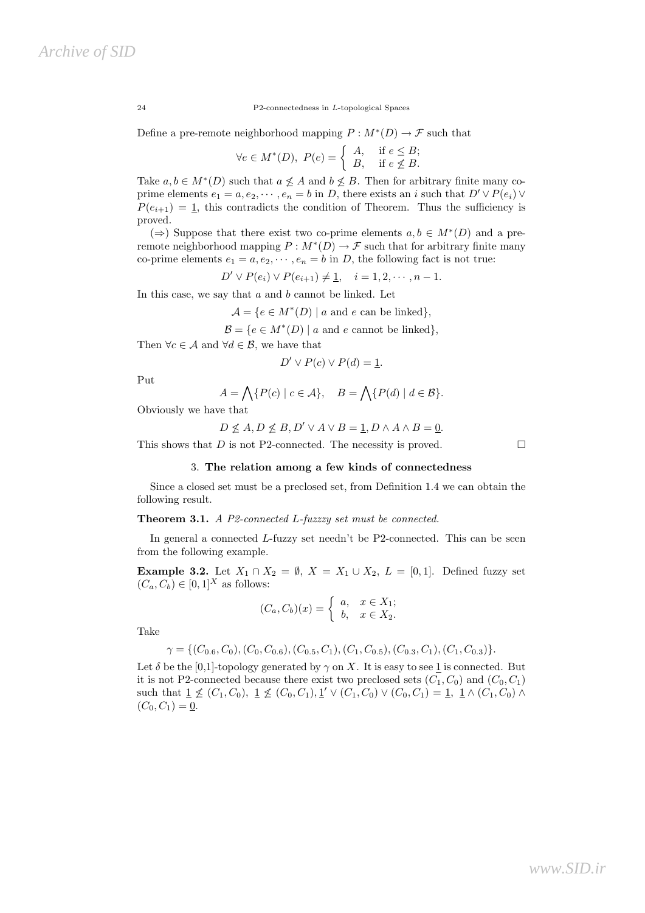Define a pre-remote neighborhood mapping $P : M^*(D) \to \mathcal{F}$ such that

$$\forall e \in M^*(D),\ P(e) = \begin{cases} A, & \text{if } e \leq B; \\ B, & \text{if } e \not\leq B. \end{cases}$$

Take $a, b \in M^*(D)$ such that $a \not\leq A$ and $b \not\leq B$. Then for arbitrary finite many co-prime elements $e_1 = a, e_2, \cdots, e_n = b$ in $D$, there exists an $i$ such that $D' \vee P(e_i) \vee P(e_{i+1}) = \underline{1}$, this contradicts the condition of Theorem. Thus the sufficiency is proved.

($\Rightarrow$) Suppose that there exist two co-prime elements $a, b \in M^*(D)$ and a pre-remote neighborhood mapping $P : M^*(D) \to \mathcal{F}$ such that for arbitrary finite many co-prime elements $e_1 = a, e_2, \cdots, e_n = b$ in $D$, the following fact is not true:

$$D' \vee P(e_i) \vee P(e_{i+1}) \neq \underline{1}, \quad i = 1, 2, \cdots, n-1.$$

In this case, we say that $a$ and $b$ cannot be linked. Let

$$\mathcal{A} = \{e \in M^*(D) \mid a \text{ and } e \text{ can be linked}\},$$

$$\mathcal{B} = \{e \in M^*(D) \mid a \text{ and } e \text{ cannot be linked}\},$$

Then $\forall c \in \mathcal{A}$ and $\forall d \in \mathcal{B}$, we have that

$$D' \vee P(c) \vee P(d) = \underline{1}.$$

Put

$$A = \bigwedge\{P(c) \mid c \in \mathcal{A}\}, \quad B = \bigwedge\{P(d) \mid d \in \mathcal{B}\}.$$

Obviously we have that

$$D \not\leq A, D \not\leq B, D' \vee A \vee B = \underline{1}, D \wedge A \wedge B = \underline{0}.$$

This shows that $D$ is not P2-connected. The necessity is proved. □

## 3. The relation among a few kinds of connectedness

Since a closed set must be a preclosed set, from Definition 1.4 we can obtain the following result.

**Theorem 3.1.** *A P2-connected L-fuzzzy set must be connected.*

In general a connected $L$-fuzzy set needn't be P2-connected. This can be seen from the following example.

**Example 3.2.** Let $X_1 \cap X_2 = \emptyset$, $X = X_1 \cup X_2$, $L = [0, 1]$. Defined fuzzy set $(C_a, C_b) \in [0, 1]^X$ as follows:

$$(C_a, C_b)(x) = \begin{cases} a, & x \in X_1; \\ b, & x \in X_2. \end{cases}$$

Take

$$\gamma = \{(C_{0.6}, C_0), (C_0, C_{0.6}), (C_{0.5}, C_1), (C_1, C_{0.5}), (C_{0.3}, C_1), (C_1, C_{0.3})\}.$$

Let $\delta$ be the [0,1]-topology generated by $\gamma$ on $X$. It is easy to see $\underline{1}$ is connected. But it is not P2-connected because there exist two preclosed sets $(C_1, C_0)$ and $(C_0, C_1)$ such that $\underline{1} \not\leq (C_1, C_0)$, $\underline{1} \not\leq (C_0, C_1), \underline{1}' \vee (C_1, C_0) \vee (C_0, C_1) = \underline{1}$, $\underline{1} \wedge (C_1, C_0) \wedge (C_0, C_1) = \underline{0}$.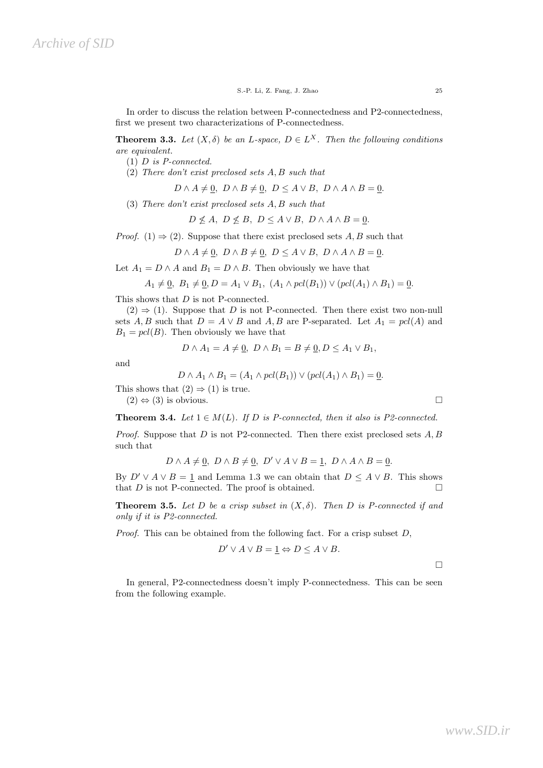In order to discuss the relation between P-connectedness and P2-connectedness, first we present two characterizations of P-connectedness.

**Theorem 3.3.** *Let $(X, \delta)$ be an L-space, $D \in L^X$. Then the following conditions are equivalent.*

(1) *$D$ is P-connected.*

(2) *There don't exist preclosed sets $A, B$ such that*

$$D \wedge A \neq \underline{0},\ D \wedge B \neq \underline{0},\ D \leq A \vee B,\ D \wedge A \wedge B = \underline{0}.$$

(3) *There don't exist preclosed sets $A, B$ such that*

$$D \not\leq A,\ D \not\leq B,\ D \leq A \vee B,\ D \wedge A \wedge B = \underline{0}.$$

*Proof.* $(1) \Rightarrow (2)$. Suppose that there exist preclosed sets $A, B$ such that

$$D \wedge A \neq \underline{0},\ D \wedge B \neq \underline{0},\ D \leq A \vee B,\ D \wedge A \wedge B = \underline{0}.$$

Let $A_1 = D \wedge A$ and $B_1 = D \wedge B$. Then obviously we have that

$$A_1 \neq \underline{0},\ B_1 \neq \underline{0}, D = A_1 \vee B_1,\ (A_1 \wedge pcl(B_1)) \vee (pcl(A_1) \wedge B_1) = \underline{0}.$$

This shows that $D$ is not P-connected.

$(2) \Rightarrow (1)$. Suppose that $D$ is not P-connected. Then there exist two non-null sets $A, B$ such that $D = A \vee B$ and $A, B$ are P-separated. Let $A_1 = pcl(A)$ and $B_1 = pcl(B)$. Then obviously we have that

$$D \wedge A_1 = A \neq \underline{0},\ D \wedge B_1 = B \neq \underline{0}, D \leq A_1 \vee B_1,$$

and

$$D \wedge A_1 \wedge B_1 = (A_1 \wedge pcl(B_1)) \vee (pcl(A_1) \wedge B_1) = \underline{0}.$$

This shows that $(2) \Rightarrow (1)$ is true.

$(2) \Leftrightarrow (3)$ is obvious. □

**Theorem 3.4.** *Let $1 \in M(L)$. If $D$ is P-connected, then it also is P2-connected.*

*Proof.* Suppose that $D$ is not P2-connected. Then there exist preclosed sets $A, B$ such that

$$D \wedge A \neq \underline{0},\ D \wedge B \neq \underline{0},\ D' \vee A \vee B = \underline{1},\ D \wedge A \wedge B = \underline{0}.$$

By $D' \vee A \vee B = \underline{1}$ and Lemma 1.3 we can obtain that $D \leq A \vee B$. This shows that $D$ is not P-connected. The proof is obtained. □

**Theorem 3.5.** *Let $D$ be a crisp subset in $(X, \delta)$. Then $D$ is P-connected if and only if it is P2-connected.*

*Proof.* This can be obtained from the following fact. For a crisp subset $D$,

$$D' \vee A \vee B = \underline{1} \Leftrightarrow D \leq A \vee B.$$

□

In general, P2-connectedness doesn't imply P-connectedness. This can be seen from the following example.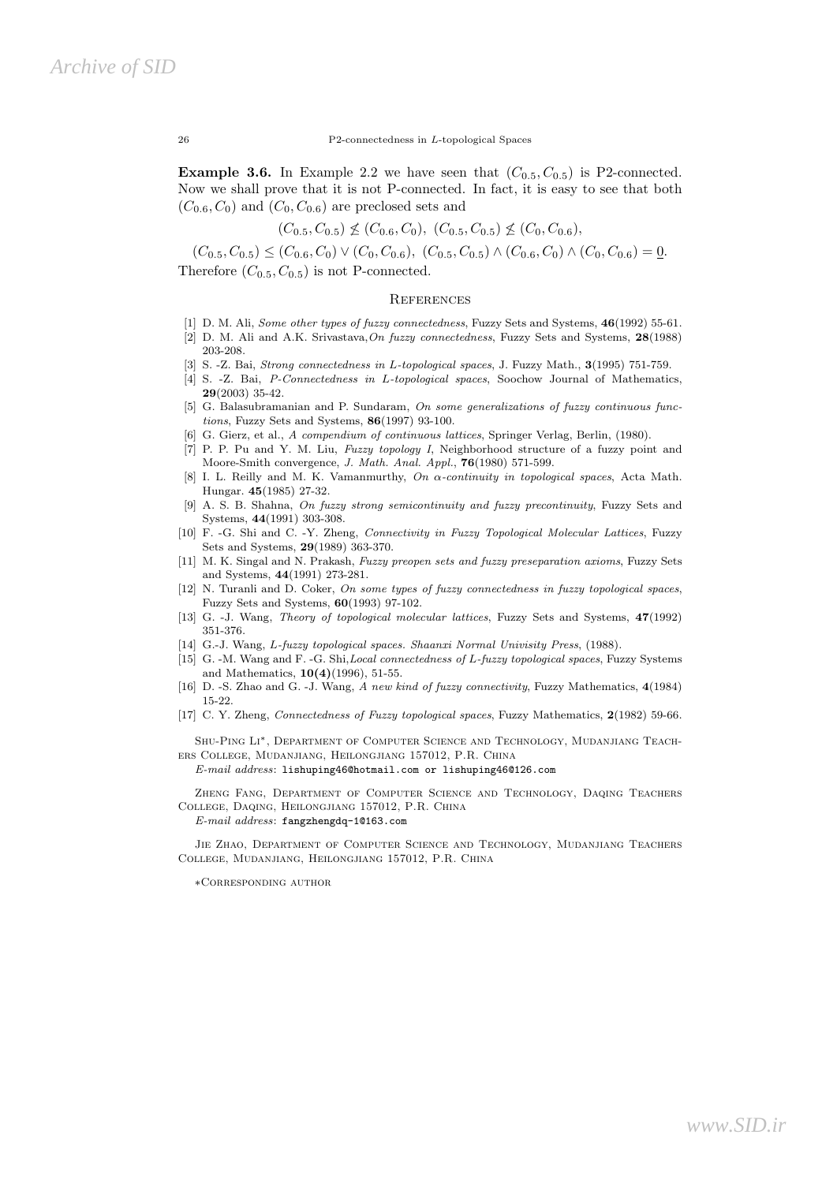**Example 3.6.** In Example 2.2 we have seen that $(C_{0.5}, C_{0.5})$ is P2-connected. Now we shall prove that it is not P-connected. In fact, it is easy to see that both $(C_{0.6}, C_0)$ and $(C_0, C_{0.6})$ are preclosed sets and

$$(C_{0.5}, C_{0.5}) \not\leq (C_{0.6}, C_0),\ (C_{0.5}, C_{0.5}) \not\leq (C_0, C_{0.6}),$$

$$(C_{0.5}, C_{0.5}) \leq (C_{0.6}, C_0) \vee (C_0, C_{0.6}),\ (C_{0.5}, C_{0.5}) \wedge (C_{0.6}, C_0) \wedge (C_0, C_{0.6}) = \underline{0}.$$

Therefore $(C_{0.5}, C_{0.5})$ is not P-connected.

## References

[1] D. M. Ali, *Some other types of fuzzy connectedness*, Fuzzy Sets and Systems, **46**(1992) 55-61.

[2] D. M. Ali and A.K. Srivastava, *On fuzzy connectedness*, Fuzzy Sets and Systems, **28**(1988) 203-208.

[3] S. -Z. Bai, *Strong connectedness in L-topological spaces*, J. Fuzzy Math., **3**(1995) 751-759.

[4] S. -Z. Bai, *P-Connectedness in L-topological spaces*, Soochow Journal of Mathematics, **29**(2003) 35-42.

[5] G. Balasubramanian and P. Sundaram, *On some generalizations of fuzzy continuous functions*, Fuzzy Sets and Systems, **86**(1997) 93-100.

[6] G. Gierz, et al., *A compendium of continuous lattices*, Springer Verlag, Berlin, (1980).

[7] P. P. Pu and Y. M. Liu, *Fuzzy topology I*, Neighborhood structure of a fuzzy point and Moore-Smith convergence, *J. Math. Anal. Appl.*, **76**(1980) 571-599.

[8] I. L. Reilly and M. K. Vamanmurthy, *On $\alpha$-continuity in topological spaces*, Acta Math. Hungar. **45**(1985) 27-32.

[9] A. S. B. Shahna, *On fuzzy strong semicontinuity and fuzzy precontinuity*, Fuzzy Sets and Systems, **44**(1991) 303-308.

[10] F. -G. Shi and C. -Y. Zheng, *Connectivity in Fuzzy Topological Molecular Lattices*, Fuzzy Sets and Systems, **29**(1989) 363-370.

[11] M. K. Singal and N. Prakash, *Fuzzy preopen sets and fuzzy preseparation axioms*, Fuzzy Sets and Systems, **44**(1991) 273-281.

[12] N. Turanli and D. Coker, *On some types of fuzzy connectedness in fuzzy topological spaces*, Fuzzy Sets and Systems, **60**(1993) 97-102.

[13] G. -J. Wang, *Theory of topological molecular lattices*, Fuzzy Sets and Systems, **47**(1992) 351-376.

[14] G.-J. Wang, *L-fuzzy topological spaces. Shaanxi Normal Univisity Press*, (1988).

[15] G. -M. Wang and F. -G. Shi, *Local connectedness of L-fuzzy topological spaces*, Fuzzy Systems and Mathematics, **10(4)**(1996), 51-55.

[16] D. -S. Zhao and G. -J. Wang, *A new kind of fuzzy connectivity*, Fuzzy Mathematics, **4**(1984) 15-22.

[17] C. Y. Zheng, *Connectedness of Fuzzy topological spaces*, Fuzzy Mathematics, **2**(1982) 59-66.

Shu-Ping Li*, Department of Computer Science and Technology, Mudanjiang Teachers College, Mudanjiang, Heilongjiang 157012, P.R. China

*E-mail address*: lishuping46@hotmail.com or lishuping46@126.com

Zheng Fang, Department of Computer Science and Technology, Daqing Teachers College, Daqing, Heilongjiang 157012, P.R. China

*E-mail address*: fangzhengdq-1@163.com

Jie Zhao, Department of Computer Science and Technology, Mudanjiang Teachers College, Mudanjiang, Heilongjiang 157012, P.R. China

*Corresponding author